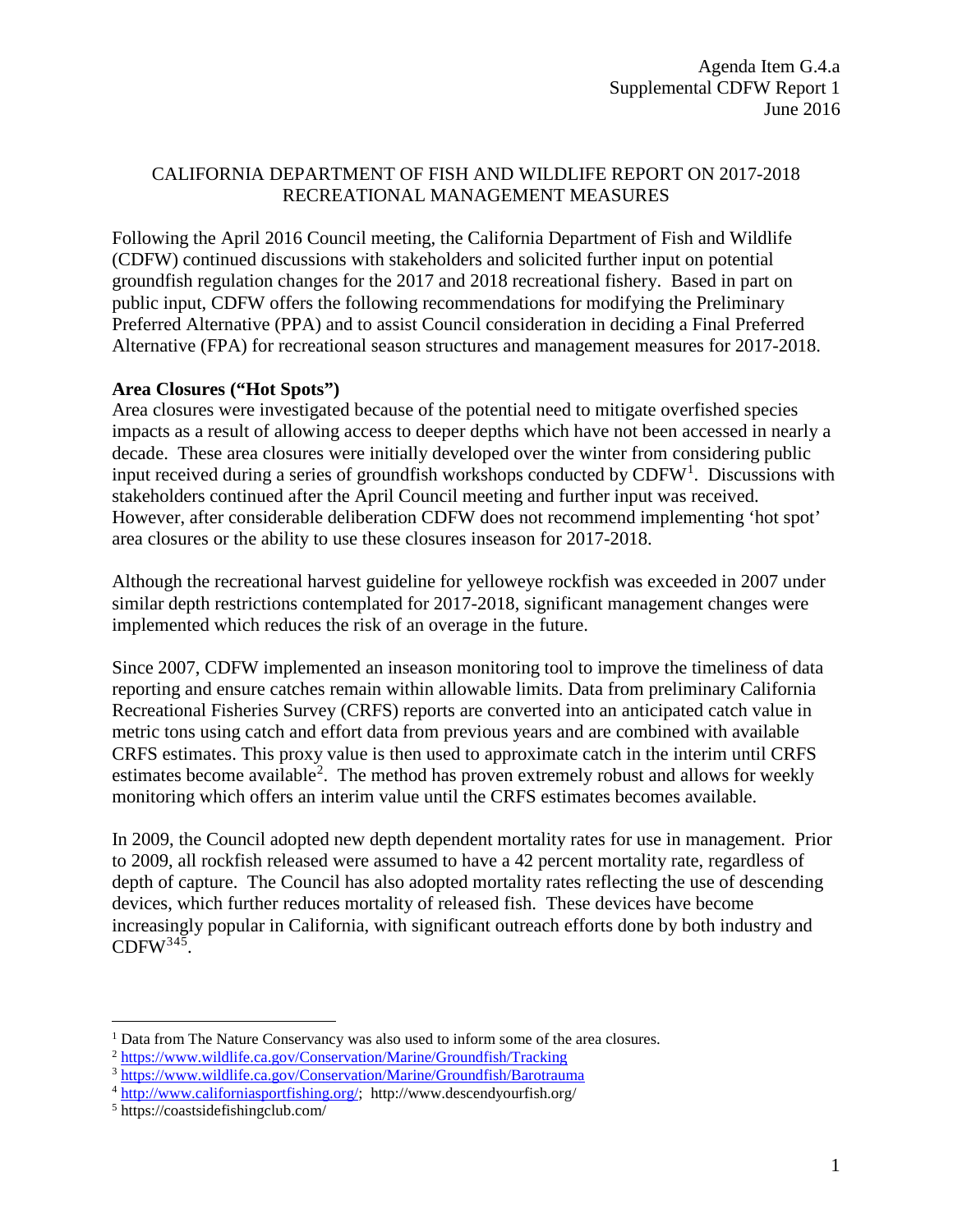Agenda Item G.4.a
Supplemental CDFW Report 1
June 2016

# CALIFORNIA DEPARTMENT OF FISH AND WILDLIFE REPORT ON 2017-2018 RECREATIONAL MANAGEMENT MEASURES

Following the April 2016 Council meeting, the California Department of Fish and Wildlife (CDFW) continued discussions with stakeholders and solicited further input on potential groundfish regulation changes for the 2017 and 2018 recreational fishery. Based in part on public input, CDFW offers the following recommendations for modifying the Preliminary Preferred Alternative (PPA) and to assist Council consideration in deciding a Final Preferred Alternative (FPA) for recreational season structures and management measures for 2017-2018.

**Area Closures ("Hot Spots")**

Area closures were investigated because of the potential need to mitigate overfished species impacts as a result of allowing access to deeper depths which have not been accessed in nearly a decade. These area closures were initially developed over the winter from considering public input received during a series of groundfish workshops conducted by CDFW[1]. Discussions with stakeholders continued after the April Council meeting and further input was received. However, after considerable deliberation CDFW does not recommend implementing 'hot spot' area closures or the ability to use these closures inseason for 2017-2018.

Although the recreational harvest guideline for yelloweye rockfish was exceeded in 2007 under similar depth restrictions contemplated for 2017-2018, significant management changes were implemented which reduces the risk of an overage in the future.

Since 2007, CDFW implemented an inseason monitoring tool to improve the timeliness of data reporting and ensure catches remain within allowable limits. Data from preliminary California Recreational Fisheries Survey (CRFS) reports are converted into an anticipated catch value in metric tons using catch and effort data from previous years and are combined with available CRFS estimates. This proxy value is then used to approximate catch in the interim until CRFS estimates become available[2]. The method has proven extremely robust and allows for weekly monitoring which offers an interim value until the CRFS estimates becomes available.

In 2009, the Council adopted new depth dependent mortality rates for use in management. Prior to 2009, all rockfish released were assumed to have a 42 percent mortality rate, regardless of depth of capture. The Council has also adopted mortality rates reflecting the use of descending devices, which further reduces mortality of released fish. These devices have become increasingly popular in California, with significant outreach efforts done by both industry and CDFW[3,4,5].

---

[1] Data from The Nature Conservancy was also used to inform some of the area closures.

[2] https://www.wildlife.ca.gov/Conservation/Marine/Groundfish/Tracking

[3] https://www.wildlife.ca.gov/Conservation/Marine/Groundfish/Barotrauma

[4] http://www.californiasportfishing.org/; http://www.descendyourfish.org/

[5] https://coastsidefishingclub.com/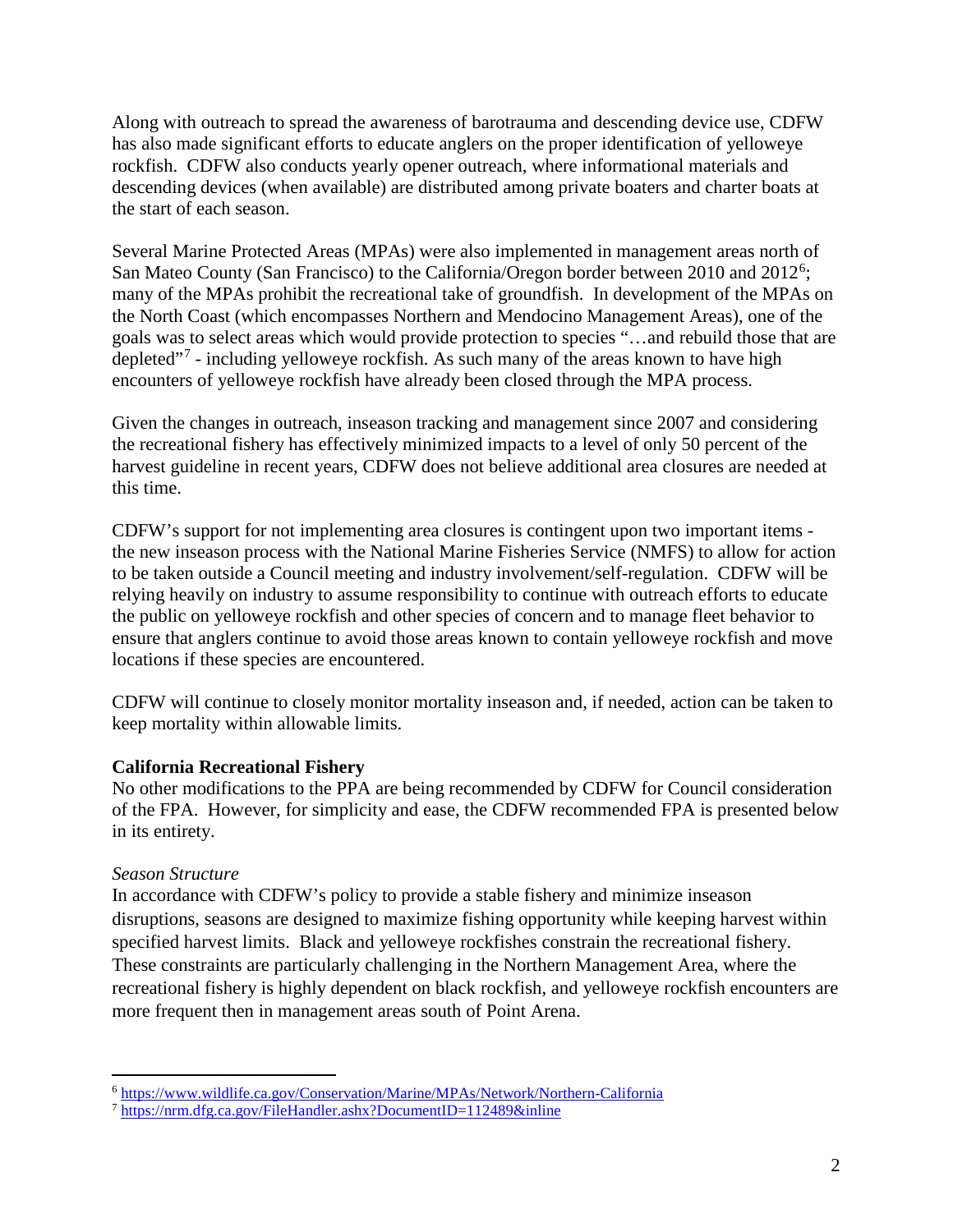Along with outreach to spread the awareness of barotrauma and descending device use, CDFW has also made significant efforts to educate anglers on the proper identification of yelloweye rockfish. CDFW also conducts yearly opener outreach, where informational materials and descending devices (when available) are distributed among private boaters and charter boats at the start of each season.

Several Marine Protected Areas (MPAs) were also implemented in management areas north of San Mateo County (San Francisco) to the California/Oregon border between 2010 and 2012[6]; many of the MPAs prohibit the recreational take of groundfish. In development of the MPAs on the North Coast (which encompasses Northern and Mendocino Management Areas), one of the goals was to select areas which would provide protection to species "…and rebuild those that are depleted"[7] - including yelloweye rockfish. As such many of the areas known to have high encounters of yelloweye rockfish have already been closed through the MPA process.

Given the changes in outreach, inseason tracking and management since 2007 and considering the recreational fishery has effectively minimized impacts to a level of only 50 percent of the harvest guideline in recent years, CDFW does not believe additional area closures are needed at this time.

CDFW's support for not implementing area closures is contingent upon two important items - the new inseason process with the National Marine Fisheries Service (NMFS) to allow for action to be taken outside a Council meeting and industry involvement/self-regulation. CDFW will be relying heavily on industry to assume responsibility to continue with outreach efforts to educate the public on yelloweye rockfish and other species of concern and to manage fleet behavior to ensure that anglers continue to avoid those areas known to contain yelloweye rockfish and move locations if these species are encountered.

CDFW will continue to closely monitor mortality inseason and, if needed, action can be taken to keep mortality within allowable limits.

**California Recreational Fishery**

No other modifications to the PPA are being recommended by CDFW for Council consideration of the FPA. However, for simplicity and ease, the CDFW recommended FPA is presented below in its entirety.

*Season Structure*

In accordance with CDFW's policy to provide a stable fishery and minimize inseason disruptions, seasons are designed to maximize fishing opportunity while keeping harvest within specified harvest limits. Black and yelloweye rockfishes constrain the recreational fishery. These constraints are particularly challenging in the Northern Management Area, where the recreational fishery is highly dependent on black rockfish, and yelloweye rockfish encounters are more frequent then in management areas south of Point Arena.

---

[6] https://www.wildlife.ca.gov/Conservation/Marine/MPAs/Network/Northern-California

[7] https://nrm.dfg.ca.gov/FileHandler.ashx?DocumentID=112489&inline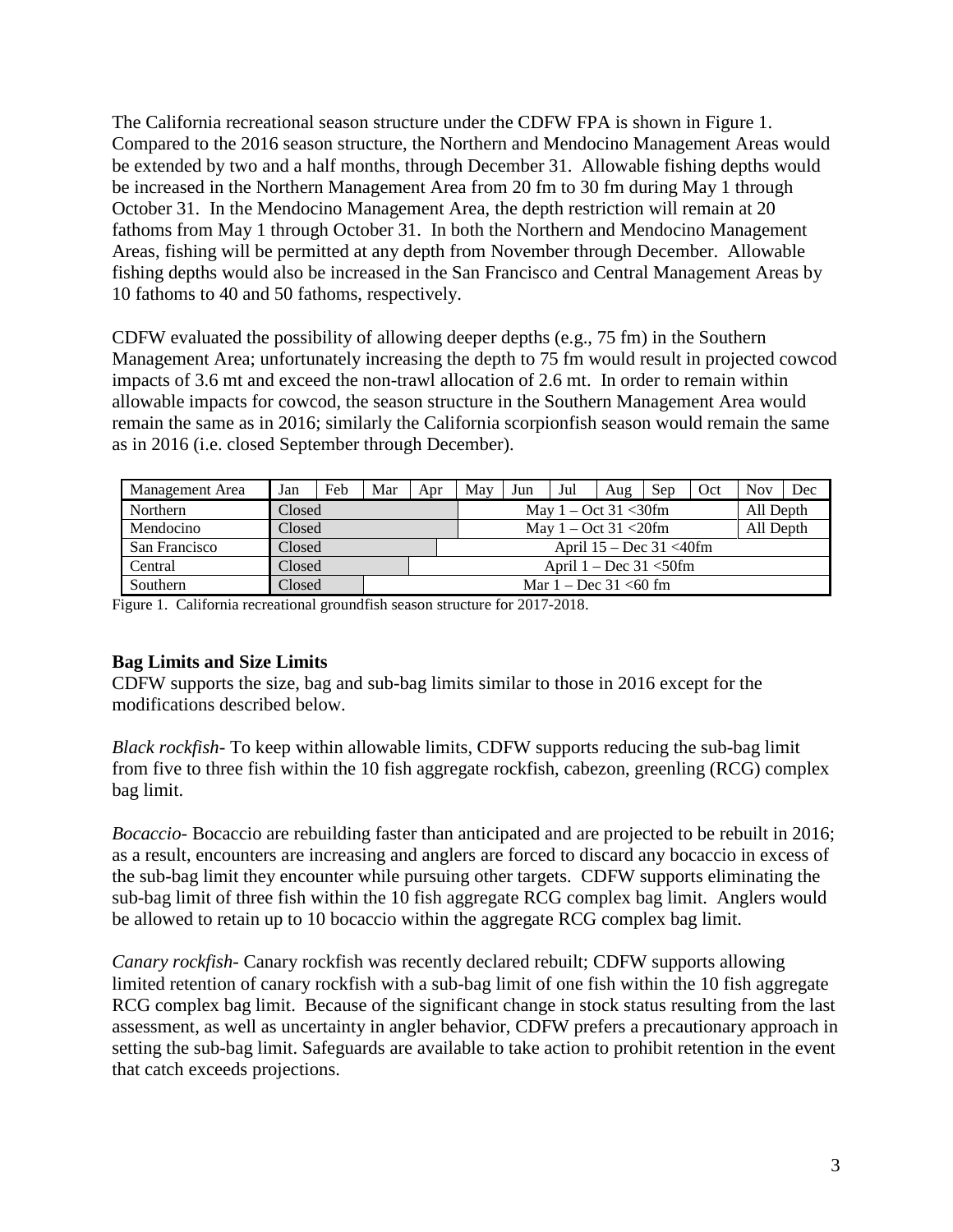The California recreational season structure under the CDFW FPA is shown in Figure 1. Compared to the 2016 season structure, the Northern and Mendocino Management Areas would be extended by two and a half months, through December 31. Allowable fishing depths would be increased in the Northern Management Area from 20 fm to 30 fm during May 1 through October 31. In the Mendocino Management Area, the depth restriction will remain at 20 fathoms from May 1 through October 31. In both the Northern and Mendocino Management Areas, fishing will be permitted at any depth from November through December. Allowable fishing depths would also be increased in the San Francisco and Central Management Areas by 10 fathoms to 40 and 50 fathoms, respectively.

CDFW evaluated the possibility of allowing deeper depths (e.g., 75 fm) in the Southern Management Area; unfortunately increasing the depth to 75 fm would result in projected cowcod impacts of 3.6 mt and exceed the non-trawl allocation of 2.6 mt. In order to remain within allowable impacts for cowcod, the season structure in the Southern Management Area would remain the same as in 2016; similarly the California scorpionfish season would remain the same as in 2016 (i.e. closed September through December).

| Management Area | Jan | Feb | Mar | Apr | May | Jun | Jul | Aug | Sep | Oct | Nov | Dec |
|---|---|---|---|---|---|---|---|---|---|---|---|---|
| Northern | Closed | | | | May 1 – Oct 31 <30fm | | | | | | All Depth | |
| Mendocino | Closed | | | | May 1 – Oct 31 <20fm | | | | | | All Depth | |
| San Francisco | Closed | | | April 15 – Dec 31 <40fm | | | | | | | | |
| Central | Closed | | | April 1 – Dec 31 <50fm | | | | | | | | |
| Southern | Closed | | Mar 1 – Dec 31 <60 fm | | | | | | | | | |

Figure 1. California recreational groundfish season structure for 2017-2018.

**Bag Limits and Size Limits**

CDFW supports the size, bag and sub-bag limits similar to those in 2016 except for the modifications described below.

*Black rockfish*- To keep within allowable limits, CDFW supports reducing the sub-bag limit from five to three fish within the 10 fish aggregate rockfish, cabezon, greenling (RCG) complex bag limit.

*Bocaccio*- Bocaccio are rebuilding faster than anticipated and are projected to be rebuilt in 2016; as a result, encounters are increasing and anglers are forced to discard any bocaccio in excess of the sub-bag limit they encounter while pursuing other targets. CDFW supports eliminating the sub-bag limit of three fish within the 10 fish aggregate RCG complex bag limit. Anglers would be allowed to retain up to 10 bocaccio within the aggregate RCG complex bag limit.

*Canary rockfish*- Canary rockfish was recently declared rebuilt; CDFW supports allowing limited retention of canary rockfish with a sub-bag limit of one fish within the 10 fish aggregate RCG complex bag limit. Because of the significant change in stock status resulting from the last assessment, as well as uncertainty in angler behavior, CDFW prefers a precautionary approach in setting the sub-bag limit. Safeguards are available to take action to prohibit retention in the event that catch exceeds projections.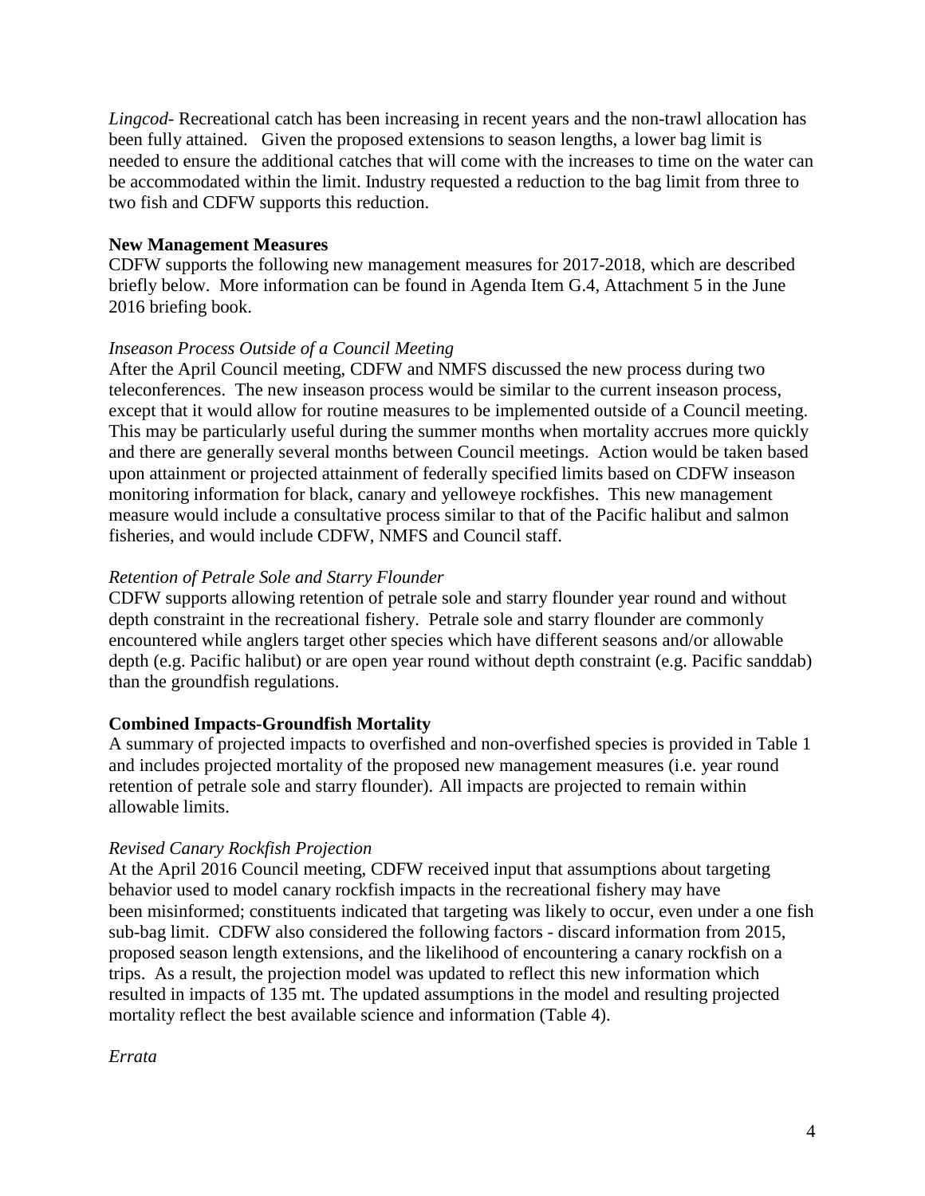*Lingcod*- Recreational catch has been increasing in recent years and the non-trawl allocation has been fully attained. Given the proposed extensions to season lengths, a lower bag limit is needed to ensure the additional catches that will come with the increases to time on the water can be accommodated within the limit. Industry requested a reduction to the bag limit from three to two fish and CDFW supports this reduction.

**New Management Measures**

CDFW supports the following new management measures for 2017-2018, which are described briefly below. More information can be found in Agenda Item G.4, Attachment 5 in the June 2016 briefing book.

*Inseason Process Outside of a Council Meeting*

After the April Council meeting, CDFW and NMFS discussed the new process during two teleconferences. The new inseason process would be similar to the current inseason process, except that it would allow for routine measures to be implemented outside of a Council meeting. This may be particularly useful during the summer months when mortality accrues more quickly and there are generally several months between Council meetings. Action would be taken based upon attainment or projected attainment of federally specified limits based on CDFW inseason monitoring information for black, canary and yelloweye rockfishes. This new management measure would include a consultative process similar to that of the Pacific halibut and salmon fisheries, and would include CDFW, NMFS and Council staff.

*Retention of Petrale Sole and Starry Flounder*

CDFW supports allowing retention of petrale sole and starry flounder year round and without depth constraint in the recreational fishery. Petrale sole and starry flounder are commonly encountered while anglers target other species which have different seasons and/or allowable depth (e.g. Pacific halibut) or are open year round without depth constraint (e.g. Pacific sanddab) than the groundfish regulations.

**Combined Impacts-Groundfish Mortality**

A summary of projected impacts to overfished and non-overfished species is provided in Table 1 and includes projected mortality of the proposed new management measures (i.e. year round retention of petrale sole and starry flounder). All impacts are projected to remain within allowable limits.

*Revised Canary Rockfish Projection*

At the April 2016 Council meeting, CDFW received input that assumptions about targeting behavior used to model canary rockfish impacts in the recreational fishery may have been misinformed; constituents indicated that targeting was likely to occur, even under a one fish sub-bag limit. CDFW also considered the following factors - discard information from 2015, proposed season length extensions, and the likelihood of encountering a canary rockfish on a trips. As a result, the projection model was updated to reflect this new information which resulted in impacts of 135 mt. The updated assumptions in the model and resulting projected mortality reflect the best available science and information (Table 4).

*Errata*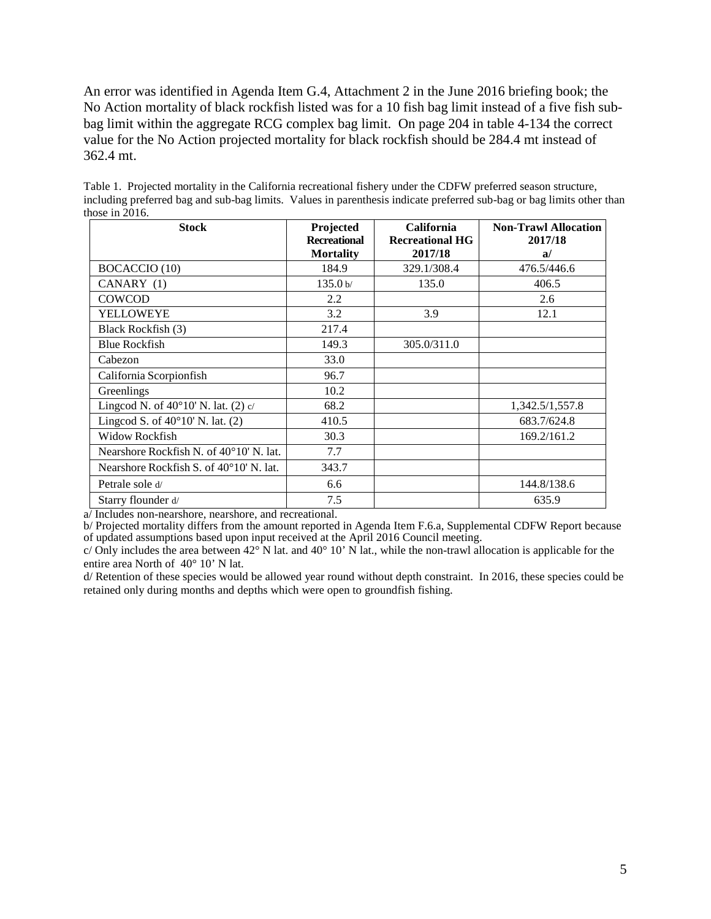An error was identified in Agenda Item G.4, Attachment 2 in the June 2016 briefing book; the No Action mortality of black rockfish listed was for a 10 fish bag limit instead of a five fish sub-bag limit within the aggregate RCG complex bag limit. On page 204 in table 4-134 the correct value for the No Action projected mortality for black rockfish should be 284.4 mt instead of 362.4 mt.

Table 1. Projected mortality in the California recreational fishery under the CDFW preferred season structure, including preferred bag and sub-bag limits. Values in parenthesis indicate preferred sub-bag or bag limits other than those in 2016.

| Stock | Projected Recreational Mortality | California Recreational HG 2017/18 | Non-Trawl Allocation 2017/18 a/ |
|---|---|---|---|
| BOCACCIO (10) | 184.9 | 329.1/308.4 | 476.5/446.6 |
| CANARY (1) | 135.0 b/ | 135.0 | 406.5 |
| COWCOD | 2.2 | | 2.6 |
| YELLOWEYE | 3.2 | 3.9 | 12.1 |
| Black Rockfish (3) | 217.4 | | |
| Blue Rockfish | 149.3 | 305.0/311.0 | |
| Cabezon | 33.0 | | |
| California Scorpionfish | 96.7 | | |
| Greenlings | 10.2 | | |
| Lingcod N. of 40°10' N. lat. (2) c/ | 68.2 | | 1,342.5/1,557.8 |
| Lingcod S. of 40°10' N. lat. (2) | 410.5 | | 683.7/624.8 |
| Widow Rockfish | 30.3 | | 169.2/161.2 |
| Nearshore Rockfish N. of 40°10' N. lat. | 7.7 | | |
| Nearshore Rockfish S. of 40°10' N. lat. | 343.7 | | |
| Petrale sole d/ | 6.6 | | 144.8/138.6 |
| Starry flounder d/ | 7.5 | | 635.9 |

a/ Includes non-nearshore, nearshore, and recreational.

b/ Projected mortality differs from the amount reported in Agenda Item F.6.a, Supplemental CDFW Report because of updated assumptions based upon input received at the April 2016 Council meeting.

c/ Only includes the area between 42° N lat. and 40° 10' N lat., while the non-trawl allocation is applicable for the entire area North of 40° 10' N lat.

d/ Retention of these species would be allowed year round without depth constraint. In 2016, these species could be retained only during months and depths which were open to groundfish fishing.